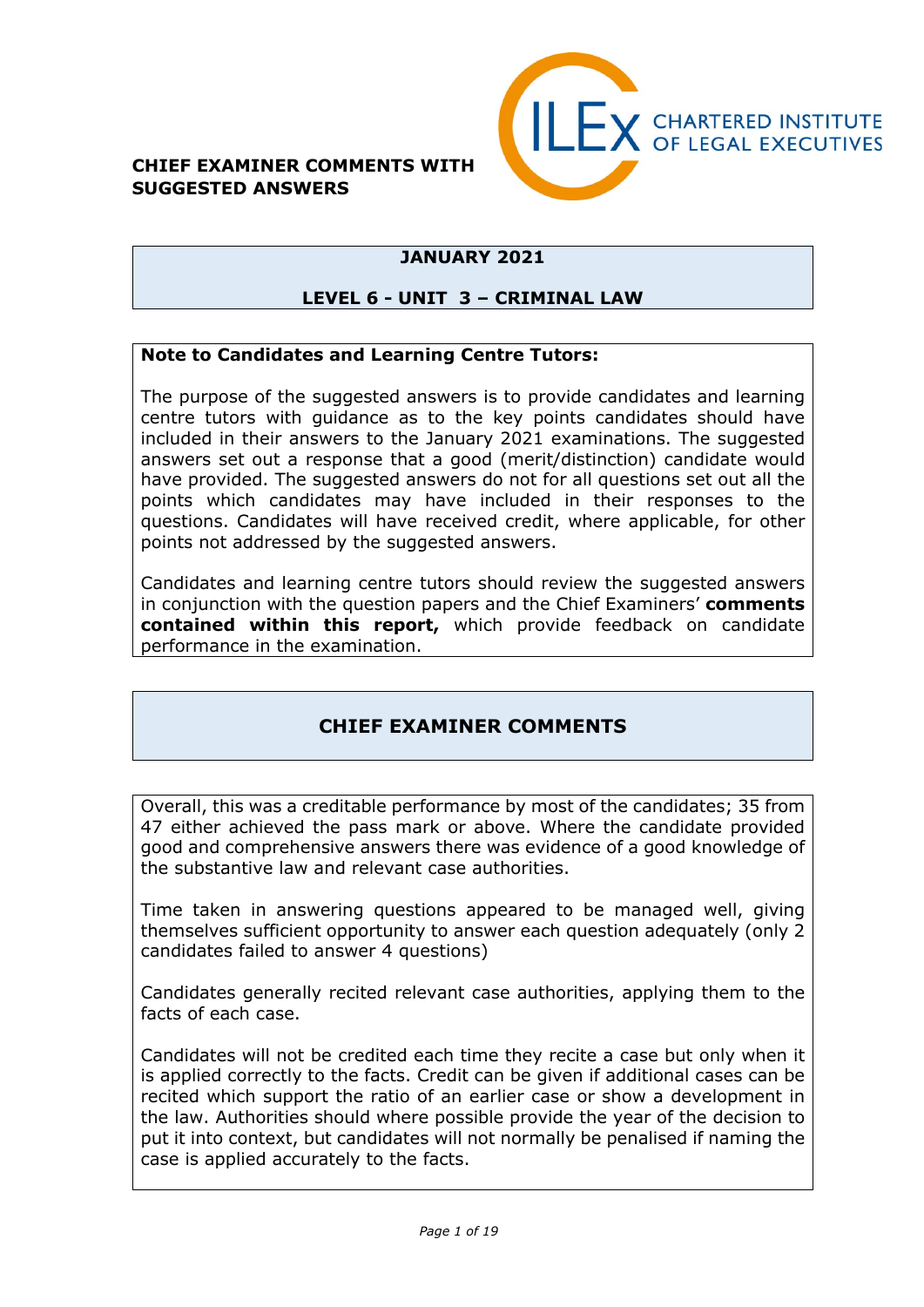**CHIEF EXAMINER COMMENTS WITH SUGGESTED ANSWERS**

CILEx CHARTERED INSTITUTE OF LEGAL EXECUTIVES

# JANUARY 2021

## LEVEL 6 - UNIT 3 – CRIMINAL LAW

**Note to Candidates and Learning Centre Tutors:**

The purpose of the suggested answers is to provide candidates and learning centre tutors with guidance as to the key points candidates should have included in their answers to the January 2021 examinations. The suggested answers set out a response that a good (merit/distinction) candidate would have provided. The suggested answers do not for all questions set out all the points which candidates may have included in their responses to the questions. Candidates will have received credit, where applicable, for other points not addressed by the suggested answers.

Candidates and learning centre tutors should review the suggested answers in conjunction with the question papers and the Chief Examiners' **comments contained within this report,** which provide feedback on candidate performance in the examination.

## CHIEF EXAMINER COMMENTS

Overall, this was a creditable performance by most of the candidates; 35 from 47 either achieved the pass mark or above. Where the candidate provided good and comprehensive answers there was evidence of a good knowledge of the substantive law and relevant case authorities.

Time taken in answering questions appeared to be managed well, giving themselves sufficient opportunity to answer each question adequately (only 2 candidates failed to answer 4 questions)

Candidates generally recited relevant case authorities, applying them to the facts of each case.

Candidates will not be credited each time they recite a case but only when it is applied correctly to the facts. Credit can be given if additional cases can be recited which support the ratio of an earlier case or show a development in the law. Authorities should where possible provide the year of the decision to put it into context, but candidates will not normally be penalised if naming the case is applied accurately to the facts.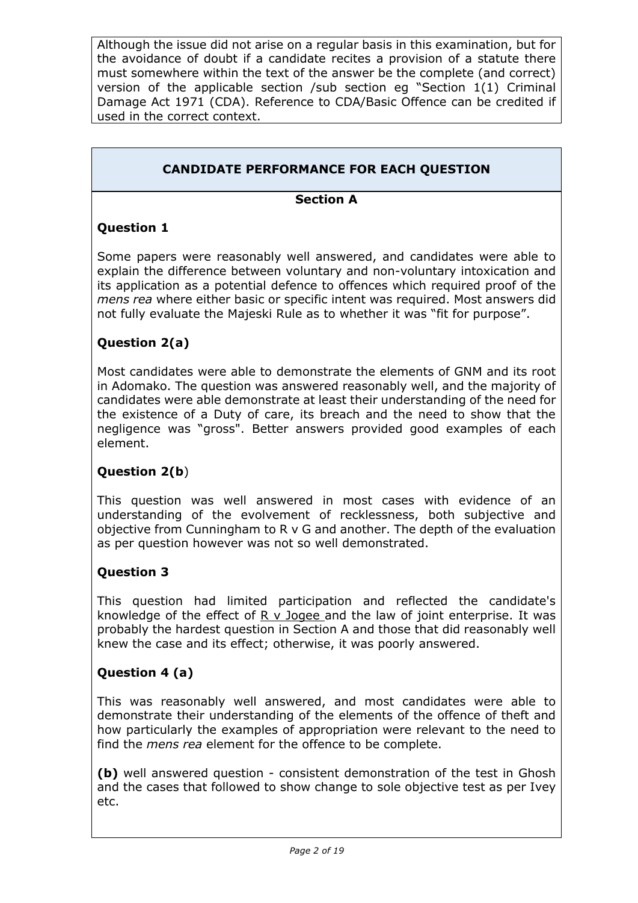Although the issue did not arise on a regular basis in this examination, but for the avoidance of doubt if a candidate recites a provision of a statute there must somewhere within the text of the answer be the complete (and correct) version of the applicable section /sub section eg "Section 1(1) Criminal Damage Act 1971 (CDA). Reference to CDA/Basic Offence can be credited if used in the correct context.

## CANDIDATE PERFORMANCE FOR EACH QUESTION

### Section A

**Question 1**

Some papers were reasonably well answered, and candidates were able to explain the difference between voluntary and non-voluntary intoxication and its application as a potential defence to offences which required proof of the *mens rea* where either basic or specific intent was required. Most answers did not fully evaluate the Majeski Rule as to whether it was "fit for purpose".

**Question 2(a)**

Most candidates were able to demonstrate the elements of GNM and its root in Adomako. The question was answered reasonably well, and the majority of candidates were able demonstrate at least their understanding of the need for the existence of a Duty of care, its breach and the need to show that the negligence was "gross". Better answers provided good examples of each element.

**Question 2(b)**

This question was well answered in most cases with evidence of an understanding of the evolvement of recklessness, both subjective and objective from Cunningham to R v G and another. The depth of the evaluation as per question however was not so well demonstrated.

**Question 3**

This question had limited participation and reflected the candidate's knowledge of the effect of R v Jogee and the law of joint enterprise. It was probably the hardest question in Section A and those that did reasonably well knew the case and its effect; otherwise, it was poorly answered.

**Question 4 (a)**

This was reasonably well answered, and most candidates were able to demonstrate their understanding of the elements of the offence of theft and how particularly the examples of appropriation were relevant to the need to find the *mens rea* element for the offence to be complete.

**(b)** well answered question - consistent demonstration of the test in Ghosh and the cases that followed to show change to sole objective test as per Ivey etc.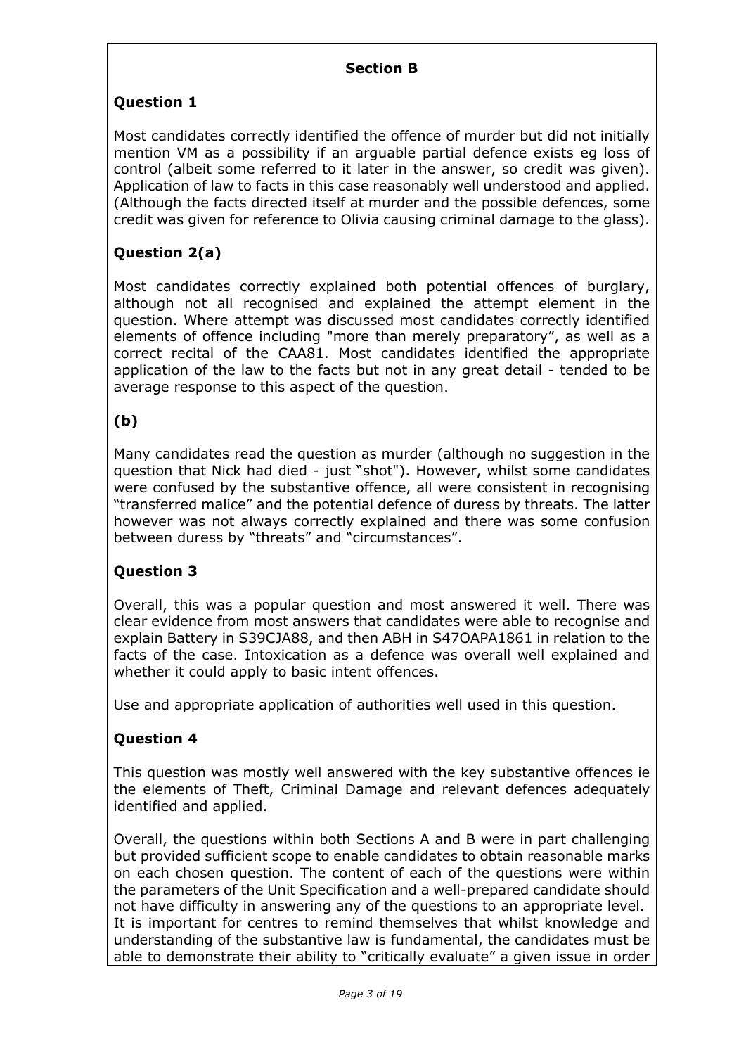## Section B

### Question 1

Most candidates correctly identified the offence of murder but did not initially mention VM as a possibility if an arguable partial defence exists eg loss of control (albeit some referred to it later in the answer, so credit was given). Application of law to facts in this case reasonably well understood and applied. (Although the facts directed itself at murder and the possible defences, some credit was given for reference to Olivia causing criminal damage to the glass).

### Question 2(a)

Most candidates correctly explained both potential offences of burglary, although not all recognised and explained the attempt element in the question. Where attempt was discussed most candidates correctly identified elements of offence including "more than merely preparatory", as well as a correct recital of the CAA81. Most candidates identified the appropriate application of the law to the facts but not in any great detail - tended to be average response to this aspect of the question.

### (b)

Many candidates read the question as murder (although no suggestion in the question that Nick had died - just "shot"). However, whilst some candidates were confused by the substantive offence, all were consistent in recognising "transferred malice" and the potential defence of duress by threats. The latter however was not always correctly explained and there was some confusion between duress by "threats" and "circumstances".

### Question 3

Overall, this was a popular question and most answered it well. There was clear evidence from most answers that candidates were able to recognise and explain Battery in S39CJA88, and then ABH in S47OAPA1861 in relation to the facts of the case. Intoxication as a defence was overall well explained and whether it could apply to basic intent offences.

Use and appropriate application of authorities well used in this question.

### Question 4

This question was mostly well answered with the key substantive offences ie the elements of Theft, Criminal Damage and relevant defences adequately identified and applied.

Overall, the questions within both Sections A and B were in part challenging but provided sufficient scope to enable candidates to obtain reasonable marks on each chosen question. The content of each of the questions were within the parameters of the Unit Specification and a well-prepared candidate should not have difficulty in answering any of the questions to an appropriate level.
It is important for centres to remind themselves that whilst knowledge and understanding of the substantive law is fundamental, the candidates must be able to demonstrate their ability to "critically evaluate" a given issue in order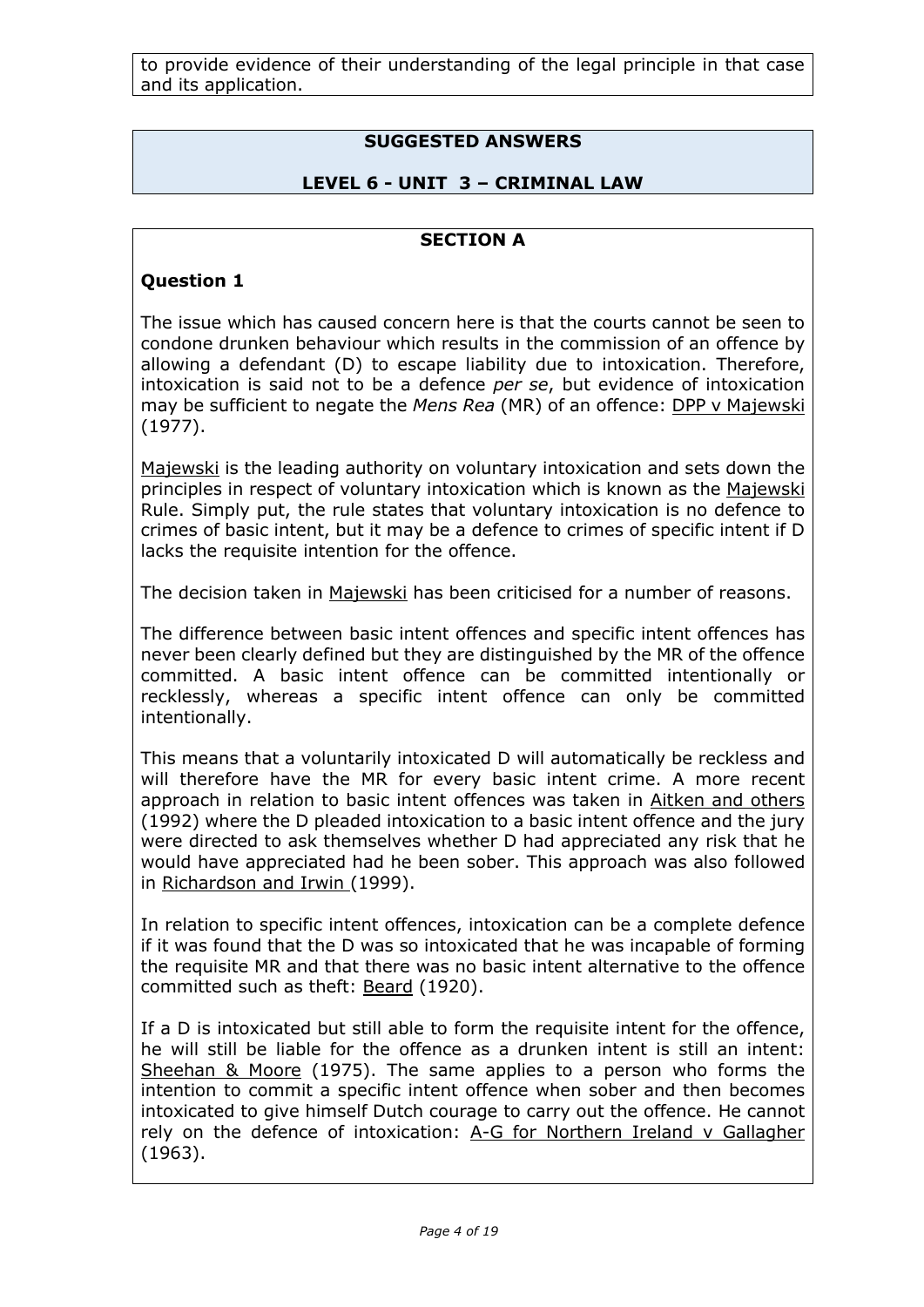to provide evidence of their understanding of the legal principle in that case and its application.

## SUGGESTED ANSWERS

## LEVEL 6 - UNIT 3 – CRIMINAL LAW

### SECTION A

### Question 1

The issue which has caused concern here is that the courts cannot be seen to condone drunken behaviour which results in the commission of an offence by allowing a defendant (D) to escape liability due to intoxication. Therefore, intoxication is said not to be a defence *per se*, but evidence of intoxication may be sufficient to negate the *Mens Rea* (MR) of an offence: DPP v Majewski (1977).

Majewski is the leading authority on voluntary intoxication and sets down the principles in respect of voluntary intoxication which is known as the Majewski Rule. Simply put, the rule states that voluntary intoxication is no defence to crimes of basic intent, but it may be a defence to crimes of specific intent if D lacks the requisite intention for the offence.

The decision taken in Majewski has been criticised for a number of reasons.

The difference between basic intent offences and specific intent offences has never been clearly defined but they are distinguished by the MR of the offence committed. A basic intent offence can be committed intentionally or recklessly, whereas a specific intent offence can only be committed intentionally.

This means that a voluntarily intoxicated D will automatically be reckless and will therefore have the MR for every basic intent crime. A more recent approach in relation to basic intent offences was taken in Aitken and others (1992) where the D pleaded intoxication to a basic intent offence and the jury were directed to ask themselves whether D had appreciated any risk that he would have appreciated had he been sober. This approach was also followed in Richardson and Irwin (1999).

In relation to specific intent offences, intoxication can be a complete defence if it was found that the D was so intoxicated that he was incapable of forming the requisite MR and that there was no basic intent alternative to the offence committed such as theft: Beard (1920).

If a D is intoxicated but still able to form the requisite intent for the offence, he will still be liable for the offence as a drunken intent is still an intent: Sheehan & Moore (1975). The same applies to a person who forms the intention to commit a specific intent offence when sober and then becomes intoxicated to give himself Dutch courage to carry out the offence. He cannot rely on the defence of intoxication: A-G for Northern Ireland v Gallagher (1963).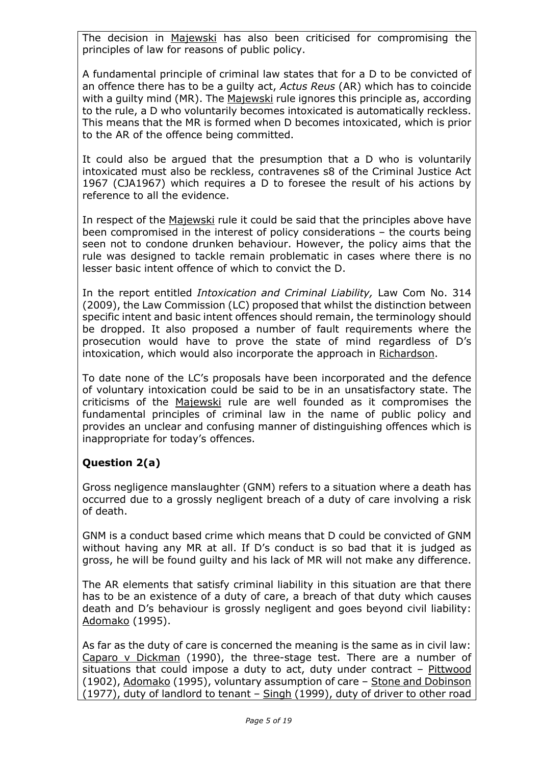The decision in Majewski has also been criticised for compromising the principles of law for reasons of public policy.

A fundamental principle of criminal law states that for a D to be convicted of an offence there has to be a guilty act, *Actus Reus* (AR) which has to coincide with a guilty mind (MR). The Majewski rule ignores this principle as, according to the rule, a D who voluntarily becomes intoxicated is automatically reckless. This means that the MR is formed when D becomes intoxicated, which is prior to the AR of the offence being committed.

It could also be argued that the presumption that a D who is voluntarily intoxicated must also be reckless, contravenes s8 of the Criminal Justice Act 1967 (CJA1967) which requires a D to foresee the result of his actions by reference to all the evidence.

In respect of the Majewski rule it could be said that the principles above have been compromised in the interest of policy considerations – the courts being seen not to condone drunken behaviour. However, the policy aims that the rule was designed to tackle remain problematic in cases where there is no lesser basic intent offence of which to convict the D.

In the report entitled *Intoxication and Criminal Liability,* Law Com No. 314 (2009), the Law Commission (LC) proposed that whilst the distinction between specific intent and basic intent offences should remain, the terminology should be dropped. It also proposed a number of fault requirements where the prosecution would have to prove the state of mind regardless of D's intoxication, which would also incorporate the approach in Richardson.

To date none of the LC's proposals have been incorporated and the defence of voluntary intoxication could be said to be in an unsatisfactory state. The criticisms of the Majewski rule are well founded as it compromises the fundamental principles of criminal law in the name of public policy and provides an unclear and confusing manner of distinguishing offences which is inappropriate for today's offences.

## Question 2(a)

Gross negligence manslaughter (GNM) refers to a situation where a death has occurred due to a grossly negligent breach of a duty of care involving a risk of death.

GNM is a conduct based crime which means that D could be convicted of GNM without having any MR at all. If D's conduct is so bad that it is judged as gross, he will be found guilty and his lack of MR will not make any difference.

The AR elements that satisfy criminal liability in this situation are that there has to be an existence of a duty of care, a breach of that duty which causes death and D's behaviour is grossly negligent and goes beyond civil liability: Adomako (1995).

As far as the duty of care is concerned the meaning is the same as in civil law: Caparo v Dickman (1990), the three-stage test. There are a number of situations that could impose a duty to act, duty under contract – Pittwood (1902), Adomako (1995), voluntary assumption of care – Stone and Dobinson (1977), duty of landlord to tenant – Singh (1999), duty of driver to other road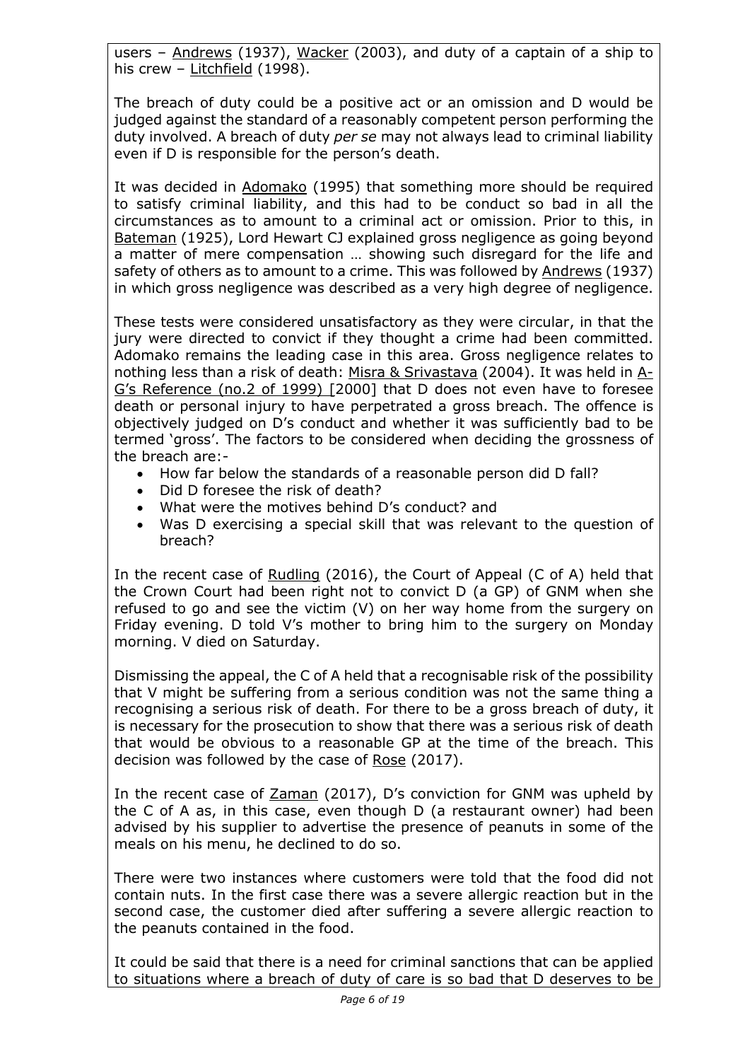users – Andrews (1937), Wacker (2003), and duty of a captain of a ship to his crew – Litchfield (1998).

The breach of duty could be a positive act or an omission and D would be judged against the standard of a reasonably competent person performing the duty involved. A breach of duty *per se* may not always lead to criminal liability even if D is responsible for the person's death.

It was decided in Adomako (1995) that something more should be required to satisfy criminal liability, and this had to be conduct so bad in all the circumstances as to amount to a criminal act or omission. Prior to this, in Bateman (1925), Lord Hewart CJ explained gross negligence as going beyond a matter of mere compensation … showing such disregard for the life and safety of others as to amount to a crime. This was followed by Andrews (1937) in which gross negligence was described as a very high degree of negligence.

These tests were considered unsatisfactory as they were circular, in that the jury were directed to convict if they thought a crime had been committed. Adomako remains the leading case in this area. Gross negligence relates to nothing less than a risk of death: Misra & Srivastava (2004). It was held in A-G's Reference (no.2 of 1999) [2000] that D does not even have to foresee death or personal injury to have perpetrated a gross breach. The offence is objectively judged on D's conduct and whether it was sufficiently bad to be termed 'gross'. The factors to be considered when deciding the grossness of the breach are:-

- How far below the standards of a reasonable person did D fall?
- Did D foresee the risk of death?
- What were the motives behind D's conduct? and
- Was D exercising a special skill that was relevant to the question of breach?

In the recent case of Rudling (2016), the Court of Appeal (C of A) held that the Crown Court had been right not to convict D (a GP) of GNM when she refused to go and see the victim (V) on her way home from the surgery on Friday evening. D told V's mother to bring him to the surgery on Monday morning. V died on Saturday.

Dismissing the appeal, the C of A held that a recognisable risk of the possibility that V might be suffering from a serious condition was not the same thing a recognising a serious risk of death. For there to be a gross breach of duty, it is necessary for the prosecution to show that there was a serious risk of death that would be obvious to a reasonable GP at the time of the breach. This decision was followed by the case of Rose (2017).

In the recent case of Zaman (2017), D's conviction for GNM was upheld by the C of A as, in this case, even though D (a restaurant owner) had been advised by his supplier to advertise the presence of peanuts in some of the meals on his menu, he declined to do so.

There were two instances where customers were told that the food did not contain nuts. In the first case there was a severe allergic reaction but in the second case, the customer died after suffering a severe allergic reaction to the peanuts contained in the food.

It could be said that there is a need for criminal sanctions that can be applied to situations where a breach of duty of care is so bad that D deserves to be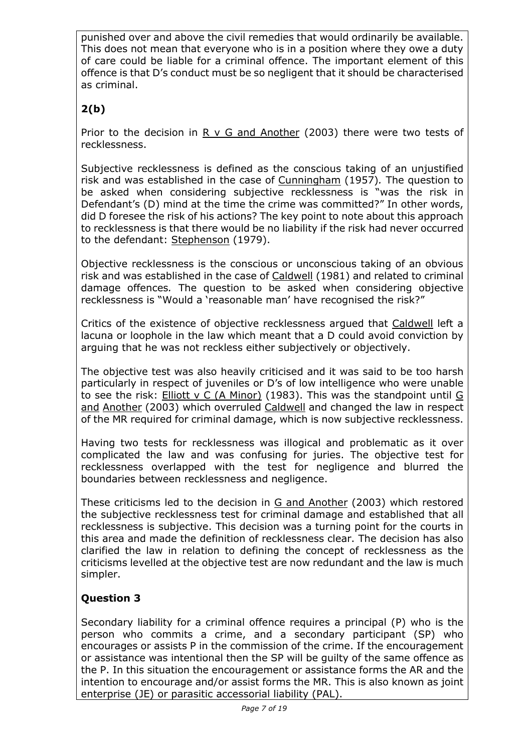punished over and above the civil remedies that would ordinarily be available. This does not mean that everyone who is in a position where they owe a duty of care could be liable for a criminal offence. The important element of this offence is that D's conduct must be so negligent that it should be characterised as criminal.

## 2(b)

Prior to the decision in R v G and Another (2003) there were two tests of recklessness.

Subjective recklessness is defined as the conscious taking of an unjustified risk and was established in the case of Cunningham (1957)*.* The question to be asked when considering subjective recklessness is "was the risk in Defendant's (D) mind at the time the crime was committed?" In other words, did D foresee the risk of his actions? The key point to note about this approach to recklessness is that there would be no liability if the risk had never occurred to the defendant: Stephenson (1979).

Objective recklessness is the conscious or unconscious taking of an obvious risk and was established in the case of Caldwell (1981) and related to criminal damage offences*.* The question to be asked when considering objective recklessness is "Would a 'reasonable man' have recognised the risk?"

Critics of the existence of objective recklessness argued that Caldwell left a lacuna or loophole in the law which meant that a D could avoid conviction by arguing that he was not reckless either subjectively or objectively.

The objective test was also heavily criticised and it was said to be too harsh particularly in respect of juveniles or D's of low intelligence who were unable to see the risk: Elliott v C (A Minor) (1983). This was the standpoint until G and Another (2003) which overruled Caldwell and changed the law in respect of the MR required for criminal damage, which is now subjective recklessness.

Having two tests for recklessness was illogical and problematic as it over complicated the law and was confusing for juries. The objective test for recklessness overlapped with the test for negligence and blurred the boundaries between recklessness and negligence.

These criticisms led to the decision in G and Another (2003) which restored the subjective recklessness test for criminal damage and established that all recklessness is subjective. This decision was a turning point for the courts in this area and made the definition of recklessness clear. The decision has also clarified the law in relation to defining the concept of recklessness as the criticisms levelled at the objective test are now redundant and the law is much simpler.

## Question 3

Secondary liability for a criminal offence requires a principal (P) who is the person who commits a crime, and a secondary participant (SP) who encourages or assists P in the commission of the crime. If the encouragement or assistance was intentional then the SP will be guilty of the same offence as the P. In this situation the encouragement or assistance forms the AR and the intention to encourage and/or assist forms the MR. This is also known as joint enterprise (JE) or parasitic accessorial liability (PAL).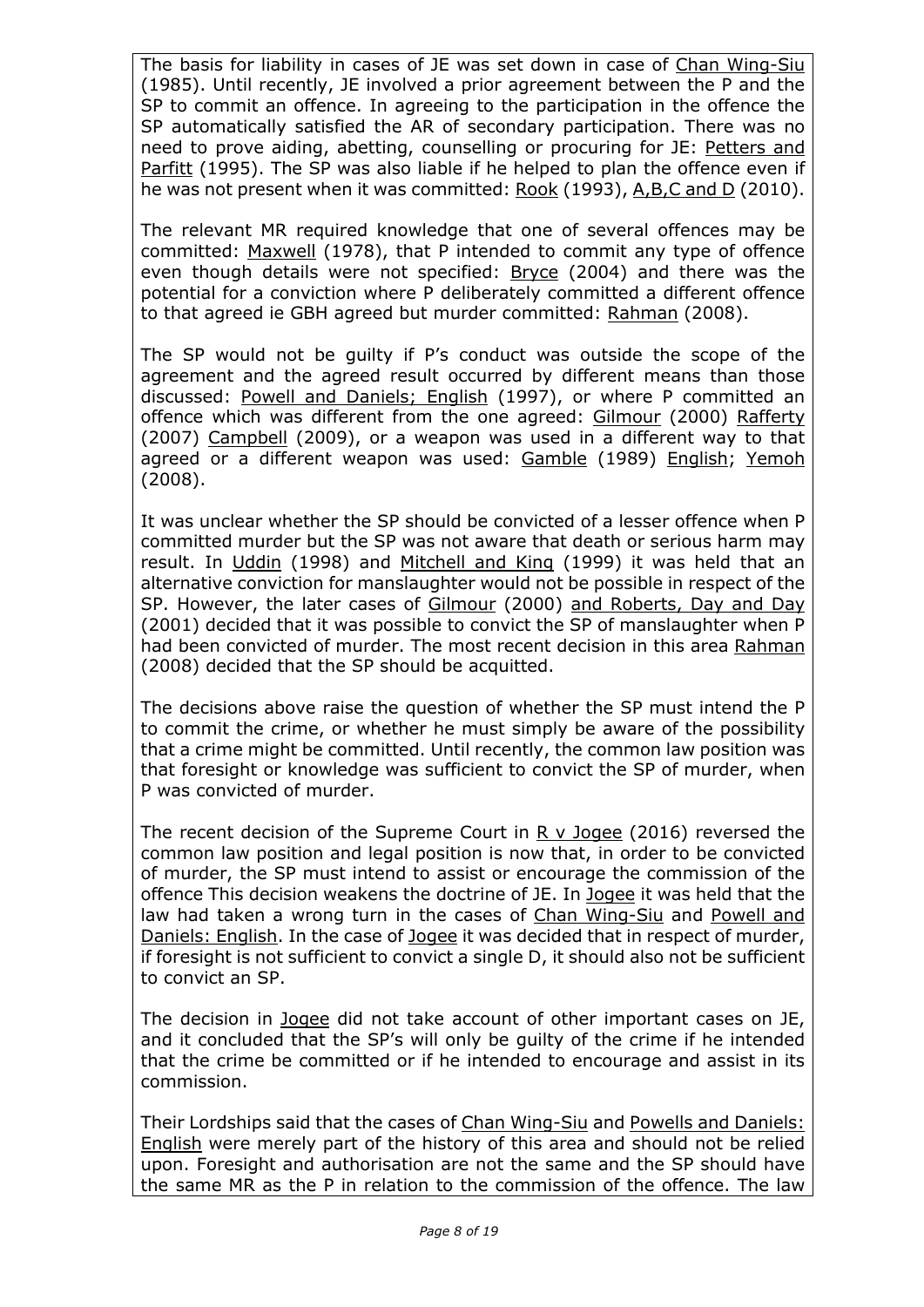The basis for liability in cases of JE was set down in case of Chan Wing-Siu (1985). Until recently, JE involved a prior agreement between the P and the SP to commit an offence. In agreeing to the participation in the offence the SP automatically satisfied the AR of secondary participation. There was no need to prove aiding, abetting, counselling or procuring for JE: Petters and Parfitt (1995). The SP was also liable if he helped to plan the offence even if he was not present when it was committed: Rook (1993), A,B,C and D (2010).

The relevant MR required knowledge that one of several offences may be committed: Maxwell (1978), that P intended to commit any type of offence even though details were not specified: Bryce (2004) and there was the potential for a conviction where P deliberately committed a different offence to that agreed ie GBH agreed but murder committed: Rahman (2008).

The SP would not be guilty if P's conduct was outside the scope of the agreement and the agreed result occurred by different means than those discussed: Powell and Daniels; English (1997), or where P committed an offence which was different from the one agreed: Gilmour (2000) Rafferty (2007) Campbell (2009), or a weapon was used in a different way to that agreed or a different weapon was used: Gamble (1989) English; Yemoh (2008).

It was unclear whether the SP should be convicted of a lesser offence when P committed murder but the SP was not aware that death or serious harm may result. In Uddin (1998) and Mitchell and King (1999) it was held that an alternative conviction for manslaughter would not be possible in respect of the SP. However, the later cases of Gilmour (2000) and Roberts, Day and Day (2001) decided that it was possible to convict the SP of manslaughter when P had been convicted of murder. The most recent decision in this area Rahman (2008) decided that the SP should be acquitted.

The decisions above raise the question of whether the SP must intend the P to commit the crime, or whether he must simply be aware of the possibility that a crime might be committed. Until recently, the common law position was that foresight or knowledge was sufficient to convict the SP of murder, when P was convicted of murder.

The recent decision of the Supreme Court in R v Jogee (2016) reversed the common law position and legal position is now that, in order to be convicted of murder, the SP must intend to assist or encourage the commission of the offence This decision weakens the doctrine of JE. In Jogee it was held that the law had taken a wrong turn in the cases of Chan Wing-Siu and Powell and Daniels: English. In the case of Jogee it was decided that in respect of murder, if foresight is not sufficient to convict a single D, it should also not be sufficient to convict an SP.

The decision in Jogee did not take account of other important cases on JE, and it concluded that the SP's will only be guilty of the crime if he intended that the crime be committed or if he intended to encourage and assist in its commission.

Their Lordships said that the cases of Chan Wing-Siu and Powells and Daniels: English were merely part of the history of this area and should not be relied upon. Foresight and authorisation are not the same and the SP should have the same MR as the P in relation to the commission of the offence. The law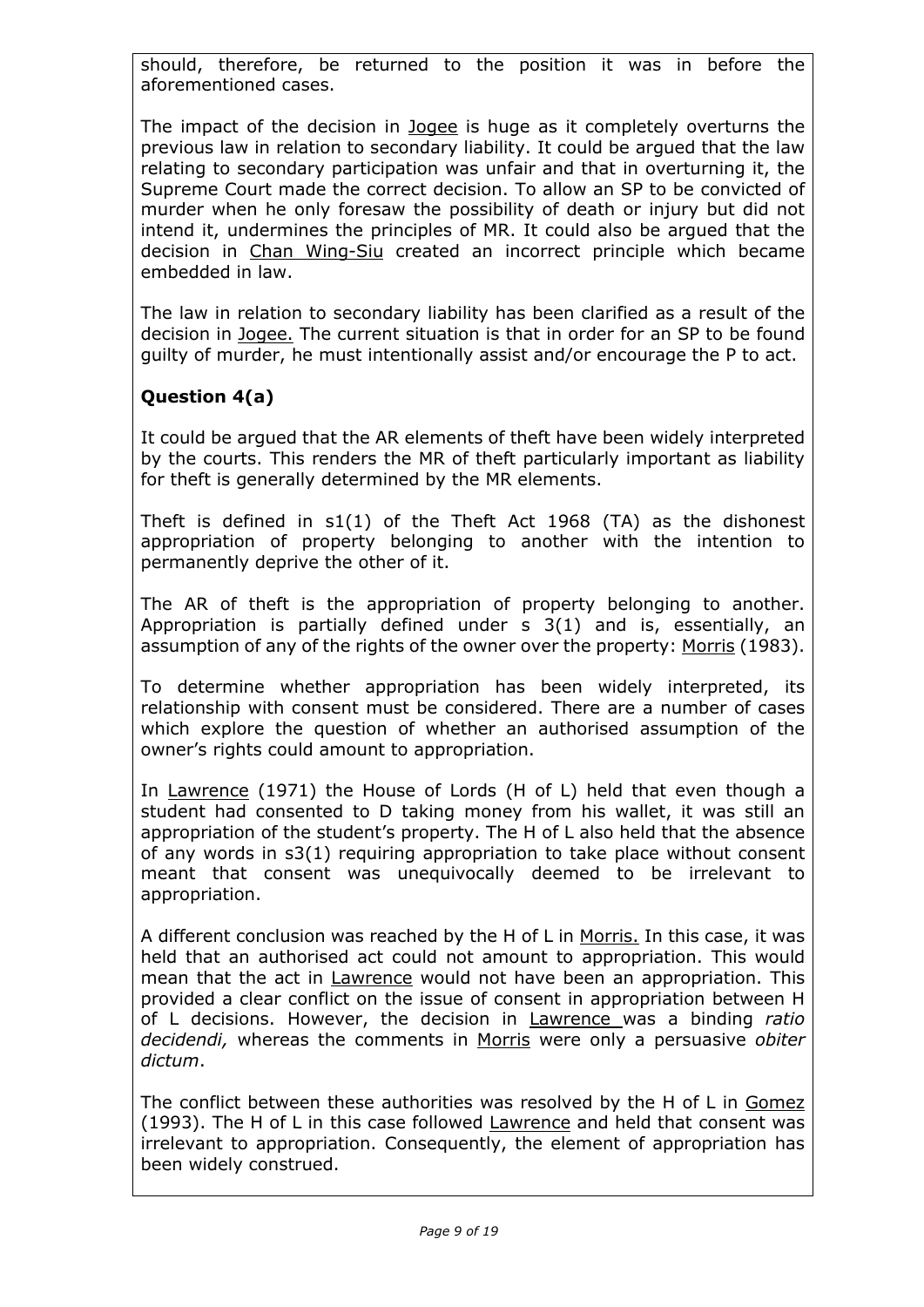should, therefore, be returned to the position it was in before the aforementioned cases.

The impact of the decision in Jogee is huge as it completely overturns the previous law in relation to secondary liability. It could be argued that the law relating to secondary participation was unfair and that in overturning it, the Supreme Court made the correct decision. To allow an SP to be convicted of murder when he only foresaw the possibility of death or injury but did not intend it, undermines the principles of MR. It could also be argued that the decision in Chan Wing-Siu created an incorrect principle which became embedded in law.

The law in relation to secondary liability has been clarified as a result of the decision in Jogee. The current situation is that in order for an SP to be found guilty of murder, he must intentionally assist and/or encourage the P to act.

### Question 4(a)

It could be argued that the AR elements of theft have been widely interpreted by the courts. This renders the MR of theft particularly important as liability for theft is generally determined by the MR elements.

Theft is defined in s1(1) of the Theft Act 1968 (TA) as the dishonest appropriation of property belonging to another with the intention to permanently deprive the other of it.

The AR of theft is the appropriation of property belonging to another. Appropriation is partially defined under s 3(1) and is, essentially, an assumption of any of the rights of the owner over the property: Morris (1983).

To determine whether appropriation has been widely interpreted, its relationship with consent must be considered. There are a number of cases which explore the question of whether an authorised assumption of the owner's rights could amount to appropriation.

In Lawrence (1971) the House of Lords (H of L) held that even though a student had consented to D taking money from his wallet, it was still an appropriation of the student's property. The H of L also held that the absence of any words in s3(1) requiring appropriation to take place without consent meant that consent was unequivocally deemed to be irrelevant to appropriation.

A different conclusion was reached by the H of L in Morris. In this case, it was held that an authorised act could not amount to appropriation. This would mean that the act in Lawrence would not have been an appropriation. This provided a clear conflict on the issue of consent in appropriation between H of L decisions. However, the decision in Lawrence was a binding *ratio decidendi,* whereas the comments in Morris were only a persuasive *obiter dictum*.

The conflict between these authorities was resolved by the H of L in Gomez (1993). The H of L in this case followed Lawrence and held that consent was irrelevant to appropriation. Consequently, the element of appropriation has been widely construed.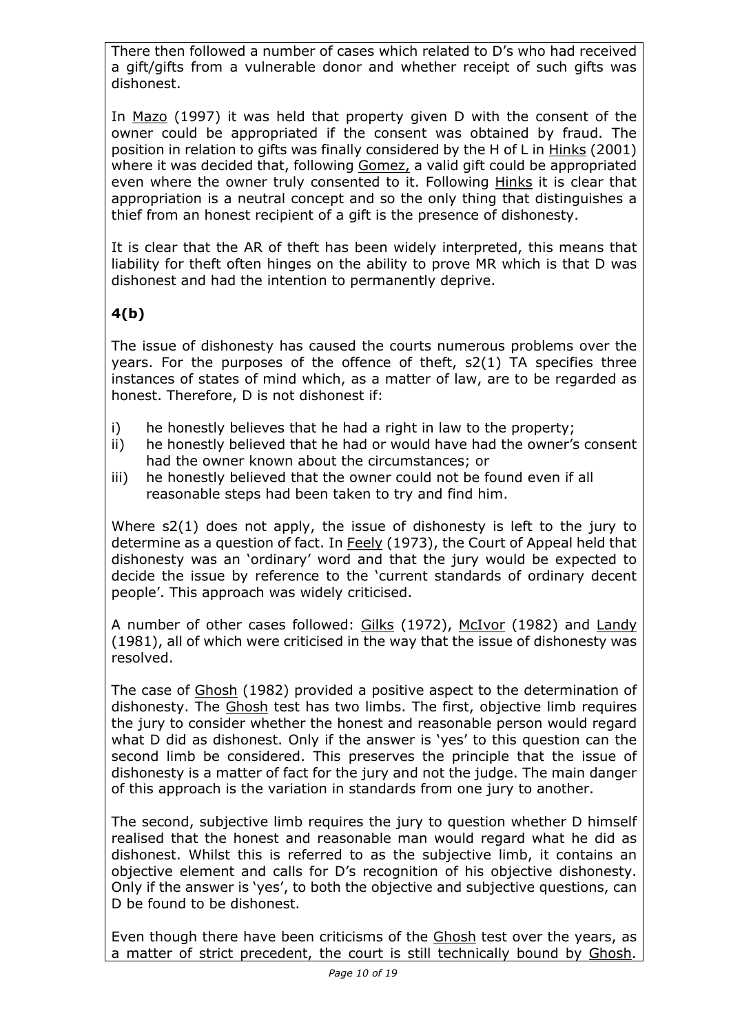There then followed a number of cases which related to D's who had received a gift/gifts from a vulnerable donor and whether receipt of such gifts was dishonest.

In Mazo (1997) it was held that property given D with the consent of the owner could be appropriated if the consent was obtained by fraud. The position in relation to gifts was finally considered by the H of L in Hinks (2001) where it was decided that, following Gomez, a valid gift could be appropriated even where the owner truly consented to it. Following Hinks it is clear that appropriation is a neutral concept and so the only thing that distinguishes a thief from an honest recipient of a gift is the presence of dishonesty.

It is clear that the AR of theft has been widely interpreted, this means that liability for theft often hinges on the ability to prove MR which is that D was dishonest and had the intention to permanently deprive.

### 4(b)

The issue of dishonesty has caused the courts numerous problems over the years. For the purposes of the offence of theft, s2(1) TA specifies three instances of states of mind which, as a matter of law, are to be regarded as honest. Therefore, D is not dishonest if:

i) he honestly believes that he had a right in law to the property;
ii) he honestly believed that he had or would have had the owner's consent had the owner known about the circumstances; or
iii) he honestly believed that the owner could not be found even if all reasonable steps had been taken to try and find him.

Where s2(1) does not apply, the issue of dishonesty is left to the jury to determine as a question of fact. In Feely (1973), the Court of Appeal held that dishonesty was an 'ordinary' word and that the jury would be expected to decide the issue by reference to the 'current standards of ordinary decent people'. This approach was widely criticised.

A number of other cases followed: Gilks (1972), McIvor (1982) and Landy (1981), all of which were criticised in the way that the issue of dishonesty was resolved.

The case of Ghosh (1982) provided a positive aspect to the determination of dishonesty. The Ghosh test has two limbs. The first, objective limb requires the jury to consider whether the honest and reasonable person would regard what D did as dishonest. Only if the answer is 'yes' to this question can the second limb be considered. This preserves the principle that the issue of dishonesty is a matter of fact for the jury and not the judge. The main danger of this approach is the variation in standards from one jury to another.

The second, subjective limb requires the jury to question whether D himself realised that the honest and reasonable man would regard what he did as dishonest. Whilst this is referred to as the subjective limb, it contains an objective element and calls for D's recognition of his objective dishonesty. Only if the answer is 'yes', to both the objective and subjective questions, can D be found to be dishonest.

Even though there have been criticisms of the Ghosh test over the years, as a matter of strict precedent, the court is still technically bound by Ghosh.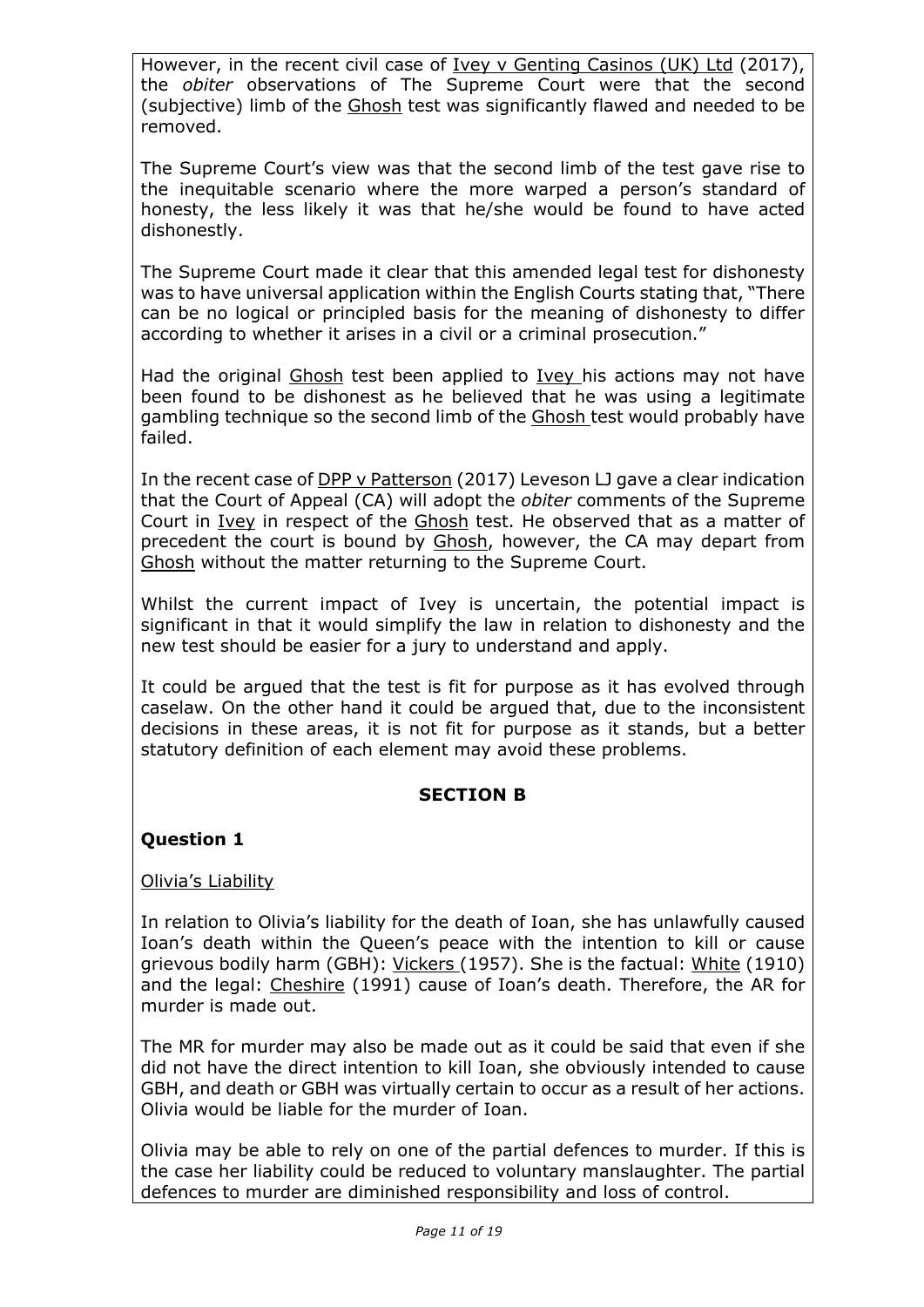However, in the recent civil case of Ivey v Genting Casinos (UK) Ltd (2017), the *obiter* observations of The Supreme Court were that the second (subjective) limb of the Ghosh test was significantly flawed and needed to be removed.

The Supreme Court's view was that the second limb of the test gave rise to the inequitable scenario where the more warped a person's standard of honesty, the less likely it was that he/she would be found to have acted dishonestly.

The Supreme Court made it clear that this amended legal test for dishonesty was to have universal application within the English Courts stating that, "There can be no logical or principled basis for the meaning of dishonesty to differ according to whether it arises in a civil or a criminal prosecution."

Had the original Ghosh test been applied to Ivey his actions may not have been found to be dishonest as he believed that he was using a legitimate gambling technique so the second limb of the Ghosh test would probably have failed.

In the recent case of DPP v Patterson (2017) Leveson LJ gave a clear indication that the Court of Appeal (CA) will adopt the *obiter* comments of the Supreme Court in Ivey in respect of the Ghosh test. He observed that as a matter of precedent the court is bound by Ghosh, however, the CA may depart from Ghosh without the matter returning to the Supreme Court.

Whilst the current impact of Ivey is uncertain, the potential impact is significant in that it would simplify the law in relation to dishonesty and the new test should be easier for a jury to understand and apply.

It could be argued that the test is fit for purpose as it has evolved through caselaw. On the other hand it could be argued that, due to the inconsistent decisions in these areas, it is not fit for purpose as it stands, but a better statutory definition of each element may avoid these problems.

## SECTION B

### Question 1

Olivia's Liability

In relation to Olivia's liability for the death of Ioan, she has unlawfully caused Ioan's death within the Queen's peace with the intention to kill or cause grievous bodily harm (GBH): Vickers (1957). She is the factual: White (1910) and the legal: Cheshire (1991) cause of Ioan's death. Therefore, the AR for murder is made out.

The MR for murder may also be made out as it could be said that even if she did not have the direct intention to kill Ioan, she obviously intended to cause GBH, and death or GBH was virtually certain to occur as a result of her actions. Olivia would be liable for the murder of Ioan.

Olivia may be able to rely on one of the partial defences to murder. If this is the case her liability could be reduced to voluntary manslaughter. The partial defences to murder are diminished responsibility and loss of control.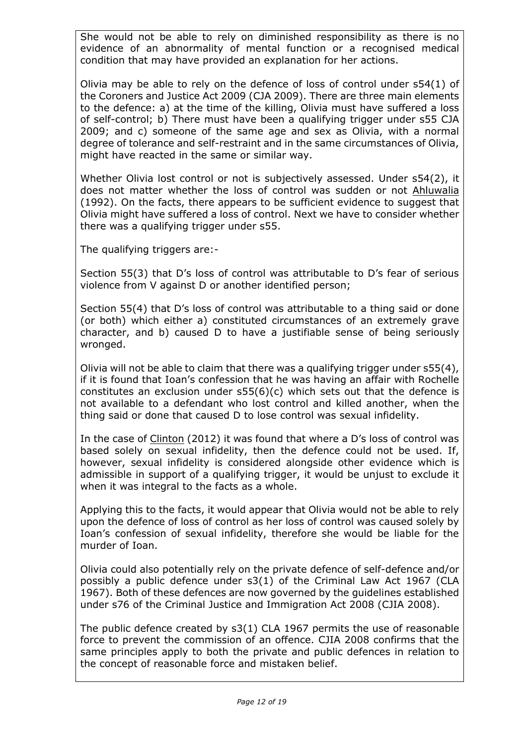She would not be able to rely on diminished responsibility as there is no evidence of an abnormality of mental function or a recognised medical condition that may have provided an explanation for her actions.

Olivia may be able to rely on the defence of loss of control under s54(1) of the Coroners and Justice Act 2009 (CJA 2009). There are three main elements to the defence: a) at the time of the killing, Olivia must have suffered a loss of self-control; b) There must have been a qualifying trigger under s55 CJA 2009; and c) someone of the same age and sex as Olivia, with a normal degree of tolerance and self-restraint and in the same circumstances of Olivia, might have reacted in the same or similar way.

Whether Olivia lost control or not is subjectively assessed. Under s54(2), it does not matter whether the loss of control was sudden or not Ahluwalia (1992). On the facts, there appears to be sufficient evidence to suggest that Olivia might have suffered a loss of control. Next we have to consider whether there was a qualifying trigger under s55.

The qualifying triggers are:-

Section 55(3) that D's loss of control was attributable to D's fear of serious violence from V against D or another identified person;

Section 55(4) that D's loss of control was attributable to a thing said or done (or both) which either a) constituted circumstances of an extremely grave character, and b) caused D to have a justifiable sense of being seriously wronged.

Olivia will not be able to claim that there was a qualifying trigger under s55(4), if it is found that Ioan's confession that he was having an affair with Rochelle constitutes an exclusion under s55(6)(c) which sets out that the defence is not available to a defendant who lost control and killed another, when the thing said or done that caused D to lose control was sexual infidelity.

In the case of Clinton (2012) it was found that where a D's loss of control was based solely on sexual infidelity, then the defence could not be used. If, however, sexual infidelity is considered alongside other evidence which is admissible in support of a qualifying trigger, it would be unjust to exclude it when it was integral to the facts as a whole.

Applying this to the facts, it would appear that Olivia would not be able to rely upon the defence of loss of control as her loss of control was caused solely by Ioan's confession of sexual infidelity, therefore she would be liable for the murder of Ioan.

Olivia could also potentially rely on the private defence of self-defence and/or possibly a public defence under s3(1) of the Criminal Law Act 1967 (CLA 1967). Both of these defences are now governed by the guidelines established under s76 of the Criminal Justice and Immigration Act 2008 (CJIA 2008).

The public defence created by s3(1) CLA 1967 permits the use of reasonable force to prevent the commission of an offence. CJIA 2008 confirms that the same principles apply to both the private and public defences in relation to the concept of reasonable force and mistaken belief.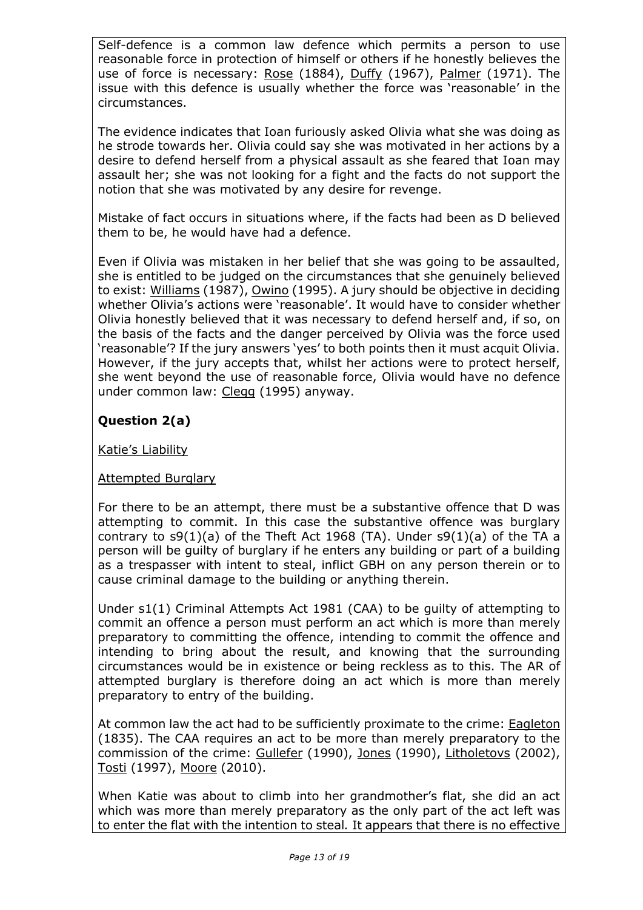Self-defence is a common law defence which permits a person to use reasonable force in protection of himself or others if he honestly believes the use of force is necessary: Rose (1884), Duffy (1967), Palmer (1971). The issue with this defence is usually whether the force was 'reasonable' in the circumstances.

The evidence indicates that Ioan furiously asked Olivia what she was doing as he strode towards her. Olivia could say she was motivated in her actions by a desire to defend herself from a physical assault as she feared that Ioan may assault her; she was not looking for a fight and the facts do not support the notion that she was motivated by any desire for revenge.

Mistake of fact occurs in situations where, if the facts had been as D believed them to be, he would have had a defence.

Even if Olivia was mistaken in her belief that she was going to be assaulted, she is entitled to be judged on the circumstances that she genuinely believed to exist: Williams (1987), Owino (1995). A jury should be objective in deciding whether Olivia's actions were 'reasonable'. It would have to consider whether Olivia honestly believed that it was necessary to defend herself and, if so, on the basis of the facts and the danger perceived by Olivia was the force used 'reasonable'? If the jury answers 'yes' to both points then it must acquit Olivia. However, if the jury accepts that, whilst her actions were to protect herself, she went beyond the use of reasonable force, Olivia would have no defence under common law: Clegg (1995) anyway.

## Question 2(a)

Katie's Liability

Attempted Burglary

For there to be an attempt, there must be a substantive offence that D was attempting to commit. In this case the substantive offence was burglary contrary to s9(1)(a) of the Theft Act 1968 (TA). Under s9(1)(a) of the TA a person will be guilty of burglary if he enters any building or part of a building as a trespasser with intent to steal, inflict GBH on any person therein or to cause criminal damage to the building or anything therein.

Under s1(1) Criminal Attempts Act 1981 (CAA) to be guilty of attempting to commit an offence a person must perform an act which is more than merely preparatory to committing the offence, intending to commit the offence and intending to bring about the result, and knowing that the surrounding circumstances would be in existence or being reckless as to this. The AR of attempted burglary is therefore doing an act which is more than merely preparatory to entry of the building.

At common law the act had to be sufficiently proximate to the crime: Eagleton (1835). The CAA requires an act to be more than merely preparatory to the commission of the crime: Gullefer (1990), Jones (1990), Litholetovs (2002), Tosti (1997), Moore (2010).

When Katie was about to climb into her grandmother's flat, she did an act which was more than merely preparatory as the only part of the act left was to enter the flat with the intention to steal. It appears that there is no effective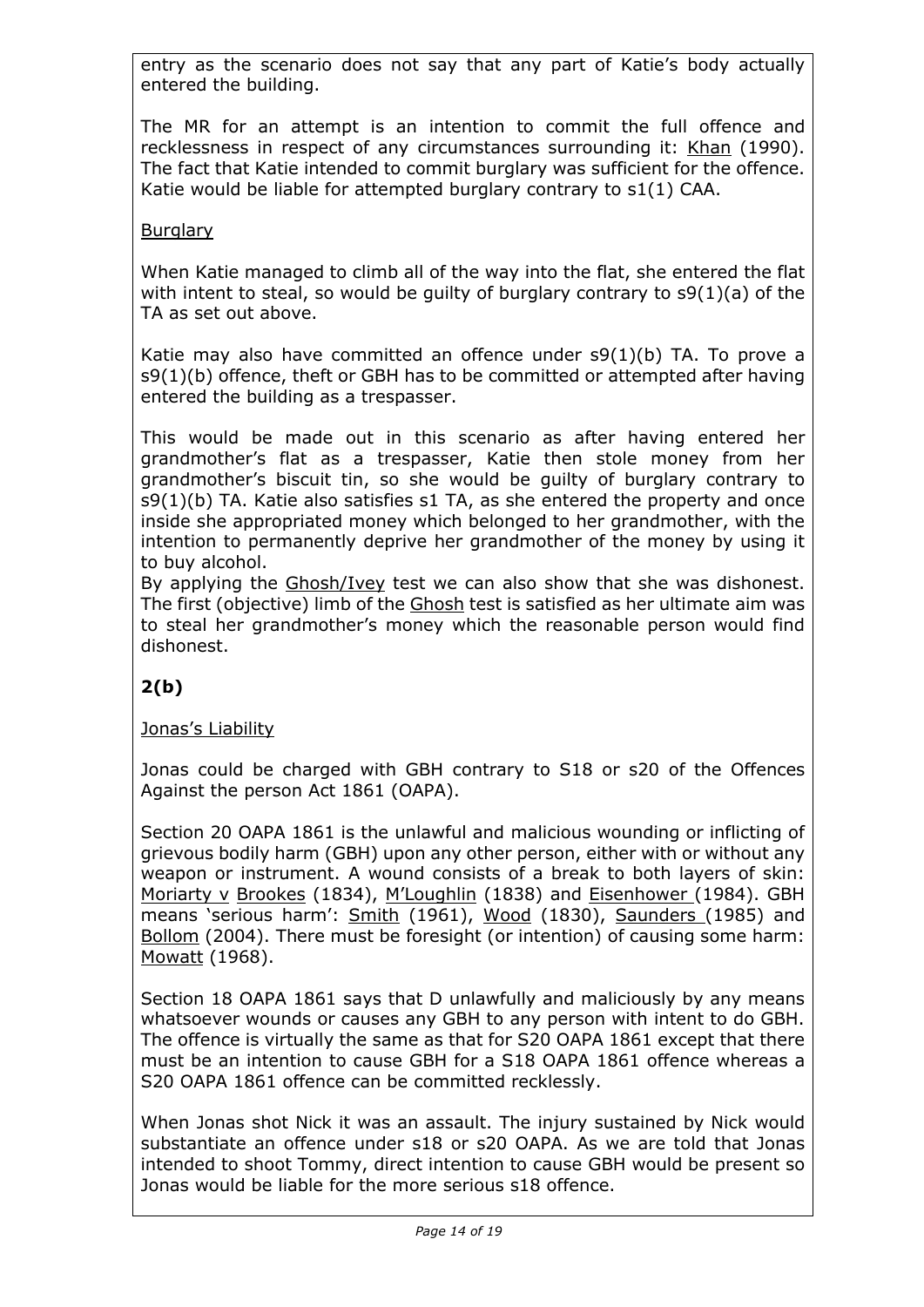entry as the scenario does not say that any part of Katie's body actually entered the building.

The MR for an attempt is an intention to commit the full offence and recklessness in respect of any circumstances surrounding it: Khan (1990). The fact that Katie intended to commit burglary was sufficient for the offence. Katie would be liable for attempted burglary contrary to s1(1) CAA.

Burglary

When Katie managed to climb all of the way into the flat, she entered the flat with intent to steal, so would be guilty of burglary contrary to s9(1)(a) of the TA as set out above.

Katie may also have committed an offence under s9(1)(b) TA. To prove a s9(1)(b) offence, theft or GBH has to be committed or attempted after having entered the building as a trespasser.

This would be made out in this scenario as after having entered her grandmother's flat as a trespasser, Katie then stole money from her grandmother's biscuit tin, so she would be guilty of burglary contrary to s9(1)(b) TA. Katie also satisfies s1 TA, as she entered the property and once inside she appropriated money which belonged to her grandmother, with the intention to permanently deprive her grandmother of the money by using it to buy alcohol.
By applying the Ghosh/Ivey test we can also show that she was dishonest. The first (objective) limb of the Ghosh test is satisfied as her ultimate aim was to steal her grandmother's money which the reasonable person would find dishonest.

**2(b)**

Jonas's Liability

Jonas could be charged with GBH contrary to S18 or s20 of the Offences Against the person Act 1861 (OAPA).

Section 20 OAPA 1861 is the unlawful and malicious wounding or inflicting of grievous bodily harm (GBH) upon any other person, either with or without any weapon or instrument. A wound consists of a break to both layers of skin: Moriarty v Brookes (1834), M'Loughlin (1838) and Eisenhower (1984). GBH means 'serious harm': Smith (1961), Wood (1830), Saunders (1985) and Bollom (2004). There must be foresight (or intention) of causing some harm: Mowatt (1968).

Section 18 OAPA 1861 says that D unlawfully and maliciously by any means whatsoever wounds or causes any GBH to any person with intent to do GBH. The offence is virtually the same as that for S20 OAPA 1861 except that there must be an intention to cause GBH for a S18 OAPA 1861 offence whereas a S20 OAPA 1861 offence can be committed recklessly.

When Jonas shot Nick it was an assault. The injury sustained by Nick would substantiate an offence under s18 or s20 OAPA. As we are told that Jonas intended to shoot Tommy, direct intention to cause GBH would be present so Jonas would be liable for the more serious s18 offence.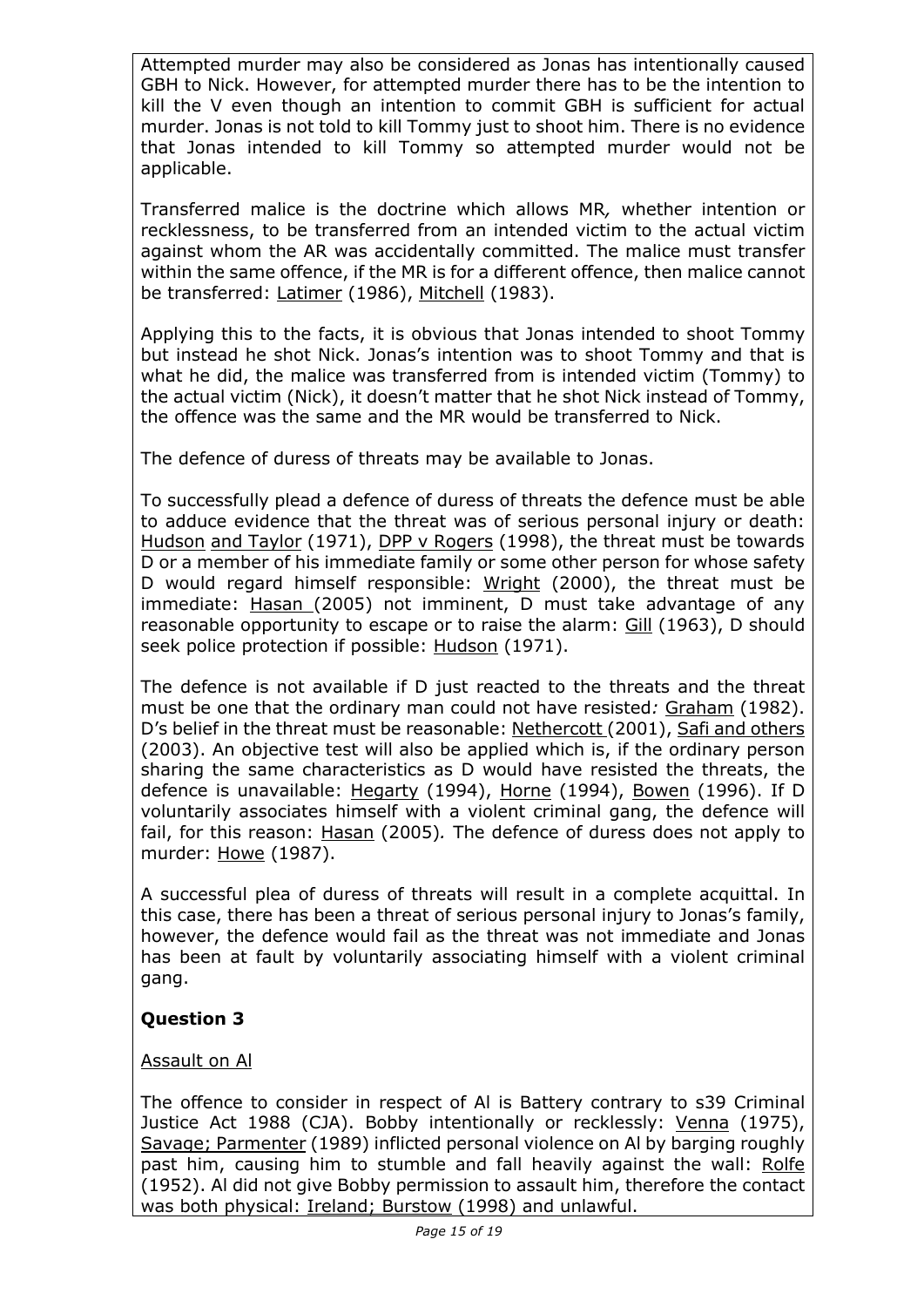Attempted murder may also be considered as Jonas has intentionally caused GBH to Nick. However, for attempted murder there has to be the intention to kill the V even though an intention to commit GBH is sufficient for actual murder. Jonas is not told to kill Tommy just to shoot him. There is no evidence that Jonas intended to kill Tommy so attempted murder would not be applicable.

Transferred malice is the doctrine which allows MR*,* whether intention or recklessness, to be transferred from an intended victim to the actual victim against whom the AR was accidentally committed. The malice must transfer within the same offence, if the MR is for a different offence, then malice cannot be transferred: Latimer (1986), Mitchell (1983).

Applying this to the facts, it is obvious that Jonas intended to shoot Tommy but instead he shot Nick. Jonas's intention was to shoot Tommy and that is what he did, the malice was transferred from is intended victim (Tommy) to the actual victim (Nick), it doesn't matter that he shot Nick instead of Tommy, the offence was the same and the MR would be transferred to Nick.

The defence of duress of threats may be available to Jonas.

To successfully plead a defence of duress of threats the defence must be able to adduce evidence that the threat was of serious personal injury or death: Hudson and Taylor (1971), DPP v Rogers (1998), the threat must be towards D or a member of his immediate family or some other person for whose safety D would regard himself responsible: Wright (2000), the threat must be immediate: Hasan (2005) not imminent, D must take advantage of any reasonable opportunity to escape or to raise the alarm: Gill (1963), D should seek police protection if possible: Hudson (1971).

The defence is not available if D just reacted to the threats and the threat must be one that the ordinary man could not have resisted*:* Graham (1982). D's belief in the threat must be reasonable: Nethercott (2001), Safi and others (2003). An objective test will also be applied which is, if the ordinary person sharing the same characteristics as D would have resisted the threats, the defence is unavailable: Hegarty (1994), Horne (1994), Bowen (1996). If D voluntarily associates himself with a violent criminal gang, the defence will fail, for this reason: Hasan (2005)*.* The defence of duress does not apply to murder: Howe (1987).

A successful plea of duress of threats will result in a complete acquittal. In this case, there has been a threat of serious personal injury to Jonas's family, however, the defence would fail as the threat was not immediate and Jonas has been at fault by voluntarily associating himself with a violent criminal gang.

## Question 3

Assault on Al

The offence to consider in respect of Al is Battery contrary to s39 Criminal Justice Act 1988 (CJA). Bobby intentionally or recklessly: Venna (1975), Savage; Parmenter (1989) inflicted personal violence on Al by barging roughly past him, causing him to stumble and fall heavily against the wall: Rolfe (1952). Al did not give Bobby permission to assault him, therefore the contact was both physical: Ireland; Burstow (1998) and unlawful.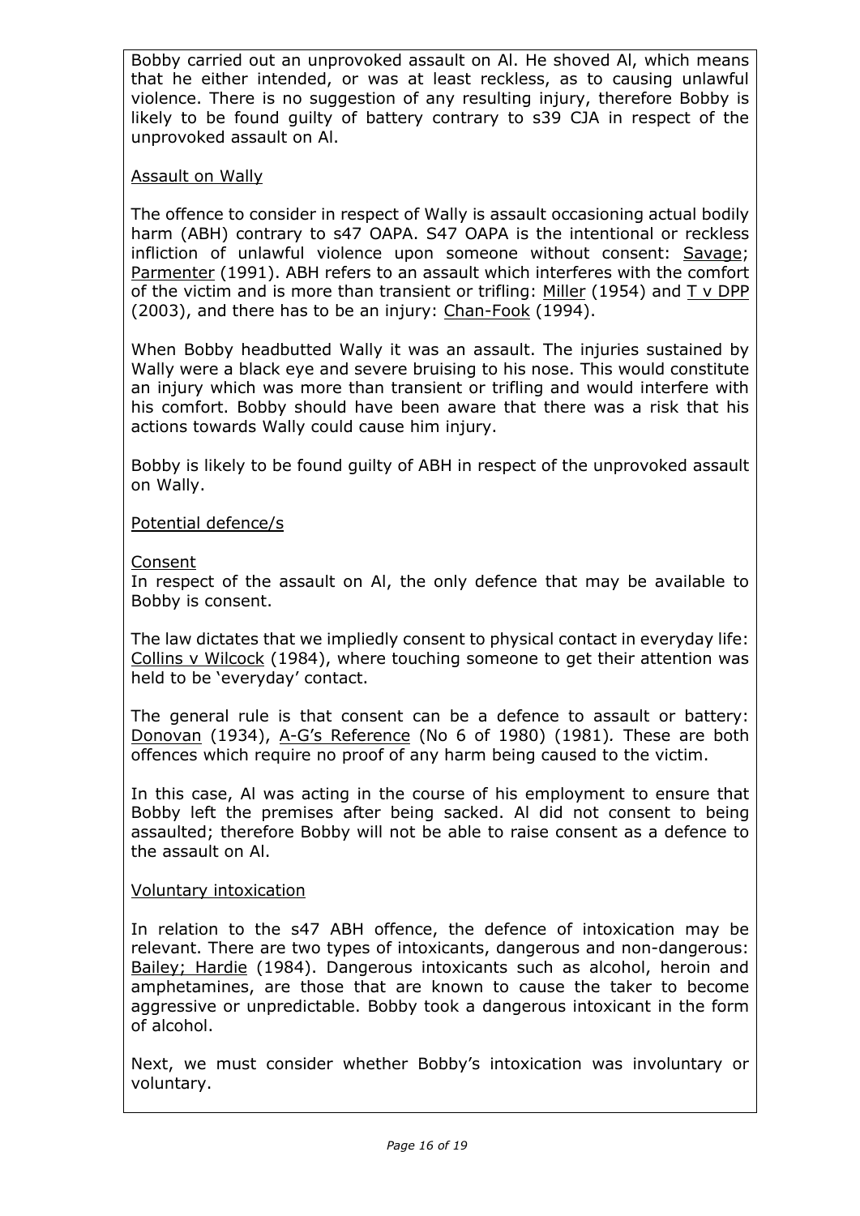Bobby carried out an unprovoked assault on Al. He shoved Al, which means that he either intended, or was at least reckless, as to causing unlawful violence. There is no suggestion of any resulting injury, therefore Bobby is likely to be found guilty of battery contrary to s39 CJA in respect of the unprovoked assault on Al.

<u>Assault on Wally</u>

The offence to consider in respect of Wally is assault occasioning actual bodily harm (ABH) contrary to s47 OAPA. S47 OAPA is the intentional or reckless infliction of unlawful violence upon someone without consent: <u>Savage</u>; <u>Parmenter</u> (1991). ABH refers to an assault which interferes with the comfort of the victim and is more than transient or trifling: <u>Miller</u> (1954) and <u>T v DPP</u> (2003), and there has to be an injury: <u>Chan-Fook</u> (1994).

When Bobby headbutted Wally it was an assault. The injuries sustained by Wally were a black eye and severe bruising to his nose. This would constitute an injury which was more than transient or trifling and would interfere with his comfort. Bobby should have been aware that there was a risk that his actions towards Wally could cause him injury.

Bobby is likely to be found guilty of ABH in respect of the unprovoked assault on Wally.

<u>Potential defence/s</u>

<u>Consent</u>

In respect of the assault on Al, the only defence that may be available to Bobby is consent.

The law dictates that we impliedly consent to physical contact in everyday life: <u>Collins v Wilcock</u> (1984), where touching someone to get their attention was held to be 'everyday' contact.

The general rule is that consent can be a defence to assault or battery: <u>Donovan</u> (1934), <u>A-G's Reference</u> (No 6 of 1980) (1981). These are both offences which require no proof of any harm being caused to the victim.

In this case, Al was acting in the course of his employment to ensure that Bobby left the premises after being sacked. Al did not consent to being assaulted; therefore Bobby will not be able to raise consent as a defence to the assault on Al.

<u>Voluntary intoxication</u>

In relation to the s47 ABH offence, the defence of intoxication may be relevant. There are two types of intoxicants, dangerous and non-dangerous: <u>Bailey; Hardie</u> (1984). Dangerous intoxicants such as alcohol, heroin and amphetamines, are those that are known to cause the taker to become aggressive or unpredictable. Bobby took a dangerous intoxicant in the form of alcohol.

Next, we must consider whether Bobby's intoxication was involuntary or voluntary.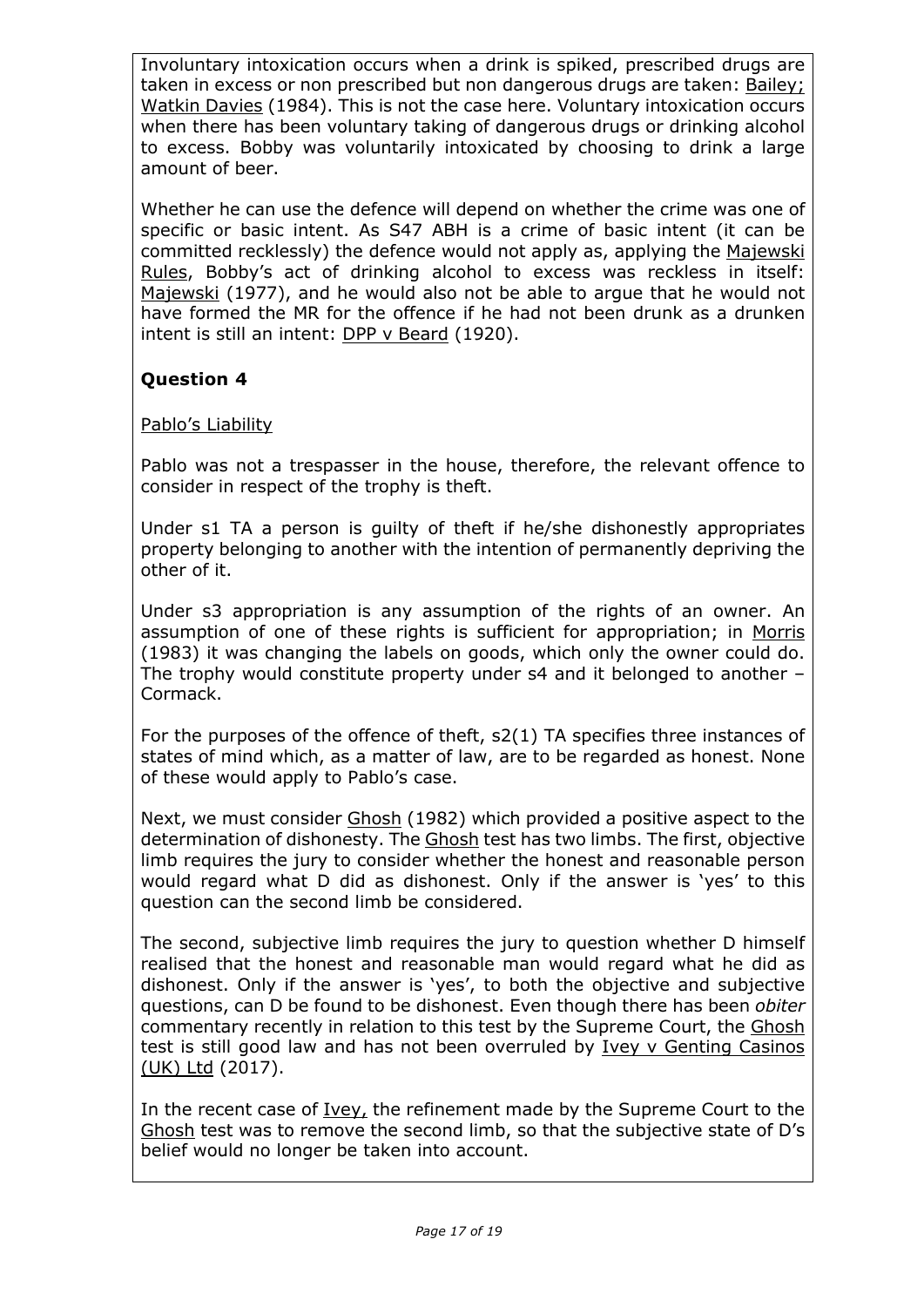Involuntary intoxication occurs when a drink is spiked, prescribed drugs are taken in excess or non prescribed but non dangerous drugs are taken: Bailey; Watkin Davies (1984). This is not the case here. Voluntary intoxication occurs when there has been voluntary taking of dangerous drugs or drinking alcohol to excess. Bobby was voluntarily intoxicated by choosing to drink a large amount of beer.

Whether he can use the defence will depend on whether the crime was one of specific or basic intent. As S47 ABH is a crime of basic intent (it can be committed recklessly) the defence would not apply as, applying the Majewski Rules, Bobby's act of drinking alcohol to excess was reckless in itself: Majewski (1977), and he would also not be able to argue that he would not have formed the MR for the offence if he had not been drunk as a drunken intent is still an intent: DPP v Beard (1920).

## Question 4

Pablo's Liability

Pablo was not a trespasser in the house, therefore, the relevant offence to consider in respect of the trophy is theft.

Under s1 TA a person is guilty of theft if he/she dishonestly appropriates property belonging to another with the intention of permanently depriving the other of it.

Under s3 appropriation is any assumption of the rights of an owner. An assumption of one of these rights is sufficient for appropriation; in Morris (1983) it was changing the labels on goods, which only the owner could do. The trophy would constitute property under s4 and it belonged to another – Cormack.

For the purposes of the offence of theft, s2(1) TA specifies three instances of states of mind which, as a matter of law, are to be regarded as honest. None of these would apply to Pablo's case.

Next, we must consider Ghosh (1982) which provided a positive aspect to the determination of dishonesty. The Ghosh test has two limbs. The first, objective limb requires the jury to consider whether the honest and reasonable person would regard what D did as dishonest. Only if the answer is 'yes' to this question can the second limb be considered.

The second, subjective limb requires the jury to question whether D himself realised that the honest and reasonable man would regard what he did as dishonest. Only if the answer is 'yes', to both the objective and subjective questions, can D be found to be dishonest. Even though there has been *obiter* commentary recently in relation to this test by the Supreme Court, the Ghosh test is still good law and has not been overruled by Ivey v Genting Casinos (UK) Ltd (2017).

In the recent case of Ivey, the refinement made by the Supreme Court to the Ghosh test was to remove the second limb, so that the subjective state of D's belief would no longer be taken into account.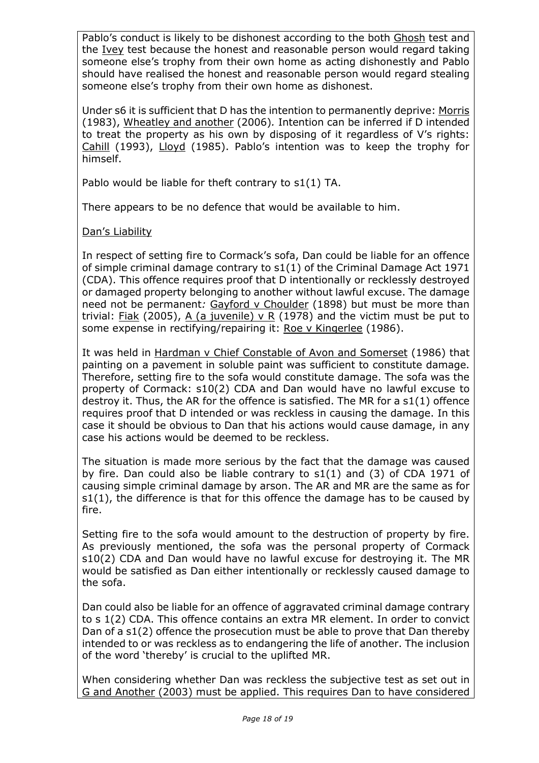Pablo's conduct is likely to be dishonest according to the both <u>Ghosh</u> test and the <u>Ivey</u> test because the honest and reasonable person would regard taking someone else's trophy from their own home as acting dishonestly and Pablo should have realised the honest and reasonable person would regard stealing someone else's trophy from their own home as dishonest.

Under s6 it is sufficient that D has the intention to permanently deprive: <u>Morris</u> (1983), <u>Wheatley and another</u> (2006)*.* Intention can be inferred if D intended to treat the property as his own by disposing of it regardless of V's rights: <u>Cahill</u> (1993), <u>Lloyd</u> (1985). Pablo's intention was to keep the trophy for himself.

Pablo would be liable for theft contrary to s1(1) TA.

There appears to be no defence that would be available to him.

<u>Dan's Liability</u>

In respect of setting fire to Cormack's sofa, Dan could be liable for an offence of simple criminal damage contrary to s1(1) of the Criminal Damage Act 1971 (CDA). This offence requires proof that D intentionally or recklessly destroyed or damaged property belonging to another without lawful excuse. The damage need not be permanent*:* <u>Gayford v Choulder</u> (1898) but must be more than trivial: <u>Fiak</u> (2005), <u>A (a juvenile) v R</u> (1978) and the victim must be put to some expense in rectifying/repairing it: <u>Roe v Kingerlee</u> (1986).

It was held in <u>Hardman v Chief Constable of Avon and Somerset</u> (1986) that painting on a pavement in soluble paint was sufficient to constitute damage. Therefore, setting fire to the sofa would constitute damage. The sofa was the property of Cormack: s10(2) CDA and Dan would have no lawful excuse to destroy it. Thus, the AR for the offence is satisfied. The MR for a s1(1) offence requires proof that D intended or was reckless in causing the damage. In this case it should be obvious to Dan that his actions would cause damage, in any case his actions would be deemed to be reckless.

The situation is made more serious by the fact that the damage was caused by fire. Dan could also be liable contrary to s1(1) and (3) of CDA 1971 of causing simple criminal damage by arson. The AR and MR are the same as for s1(1), the difference is that for this offence the damage has to be caused by fire.

Setting fire to the sofa would amount to the destruction of property by fire. As previously mentioned, the sofa was the personal property of Cormack s10(2) CDA and Dan would have no lawful excuse for destroying it. The MR would be satisfied as Dan either intentionally or recklessly caused damage to the sofa.

Dan could also be liable for an offence of aggravated criminal damage contrary to s 1(2) CDA. This offence contains an extra MR element. In order to convict Dan of a s1(2) offence the prosecution must be able to prove that Dan thereby intended to or was reckless as to endangering the life of another. The inclusion of the word 'thereby' is crucial to the uplifted MR.

When considering whether Dan was reckless the subjective test as set out in <u>G and Another</u> (2003) must be applied. This requires Dan to have considered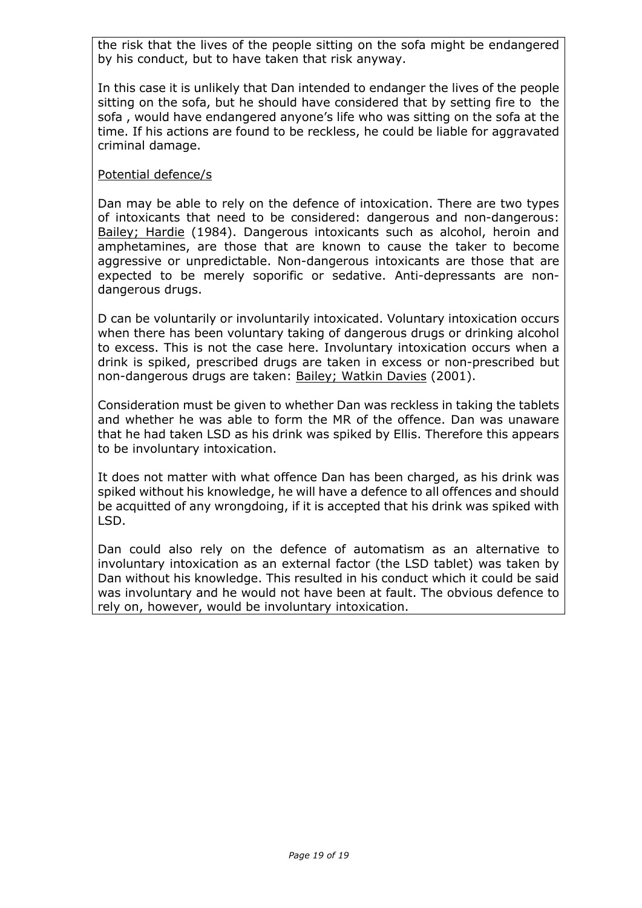the risk that the lives of the people sitting on the sofa might be endangered by his conduct, but to have taken that risk anyway.

In this case it is unlikely that Dan intended to endanger the lives of the people sitting on the sofa, but he should have considered that by setting fire to the sofa , would have endangered anyone's life who was sitting on the sofa at the time. If his actions are found to be reckless, he could be liable for aggravated criminal damage.

Potential defence/s

Dan may be able to rely on the defence of intoxication. There are two types of intoxicants that need to be considered: dangerous and non-dangerous: Bailey; Hardie (1984). Dangerous intoxicants such as alcohol, heroin and amphetamines, are those that are known to cause the taker to become aggressive or unpredictable. Non-dangerous intoxicants are those that are expected to be merely soporific or sedative. Anti-depressants are non-dangerous drugs.

D can be voluntarily or involuntarily intoxicated. Voluntary intoxication occurs when there has been voluntary taking of dangerous drugs or drinking alcohol to excess. This is not the case here. Involuntary intoxication occurs when a drink is spiked, prescribed drugs are taken in excess or non-prescribed but non-dangerous drugs are taken: Bailey; Watkin Davies (2001).

Consideration must be given to whether Dan was reckless in taking the tablets and whether he was able to form the MR of the offence. Dan was unaware that he had taken LSD as his drink was spiked by Ellis. Therefore this appears to be involuntary intoxication.

It does not matter with what offence Dan has been charged, as his drink was spiked without his knowledge, he will have a defence to all offences and should be acquitted of any wrongdoing, if it is accepted that his drink was spiked with LSD.

Dan could also rely on the defence of automatism as an alternative to involuntary intoxication as an external factor (the LSD tablet) was taken by Dan without his knowledge. This resulted in his conduct which it could be said was involuntary and he would not have been at fault. The obvious defence to rely on, however, would be involuntary intoxication.